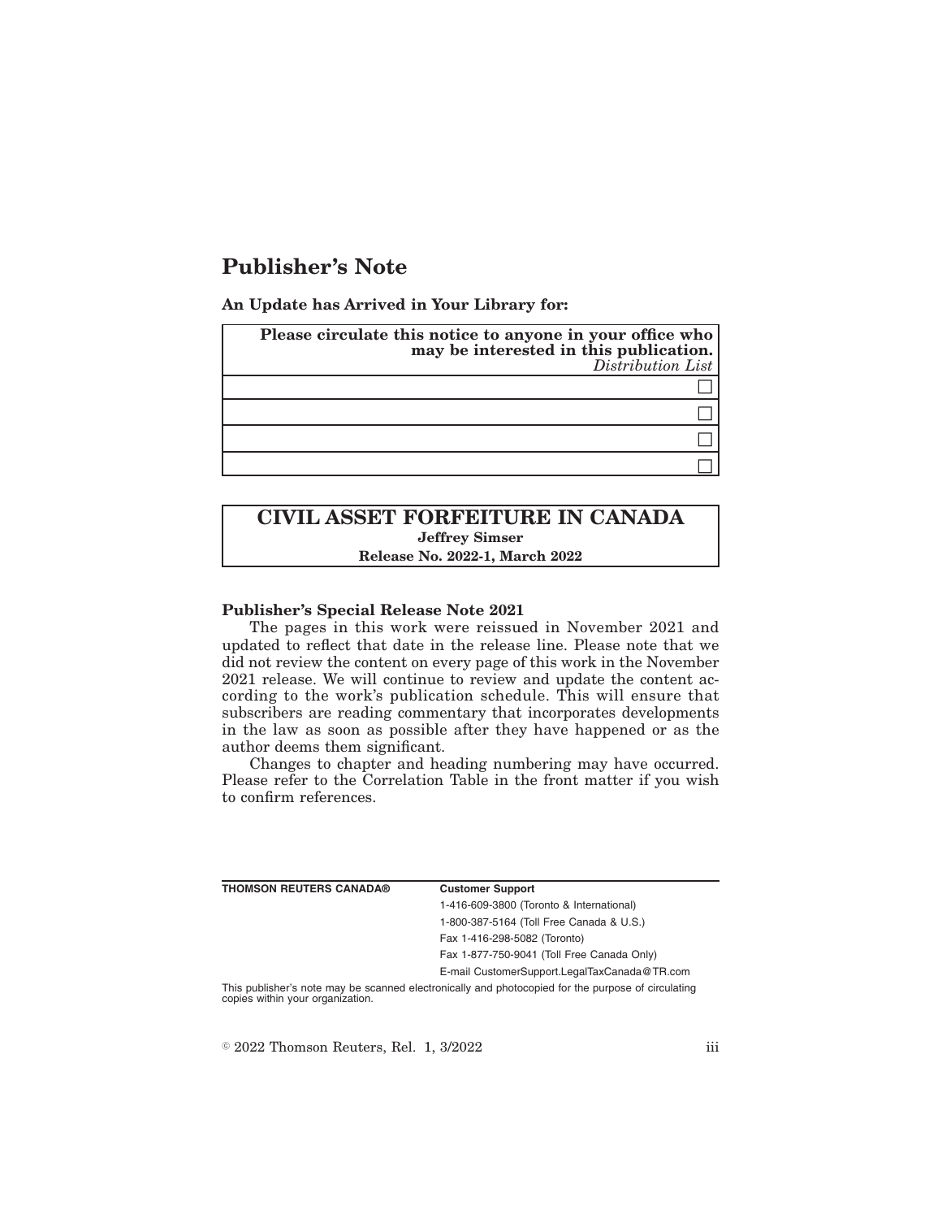# Publisher's Note

**An Update has Arrived in Your Library for:**

| **Please circulate this notice to anyone in your office who may be interested in this publication.** *Distribution List* |
| --- |
| ☐ |
| ☐ |
| ☐ |
| ☐ |

## CIVIL ASSET FORFEITURE IN CANADA

**Jeffrey Simser**

**Release No. 2022-1, March 2022**

**Publisher's Special Release Note 2021**

The pages in this work were reissued in November 2021 and updated to reflect that date in the release line. Please note that we did not review the content on every page of this work in the November 2021 release. We will continue to review and update the content according to the work's publication schedule. This will ensure that subscribers are reading commentary that incorporates developments in the law as soon as possible after they have happened or as the author deems them significant.

Changes to chapter and heading numbering may have occurred. Please refer to the Correlation Table in the front matter if you wish to confirm references.

| **THOMSON REUTERS CANADA®** | **Customer Support** |
| --- | --- |
| | 1-416-609-3800 (Toronto & International) |
| | 1-800-387-5164 (Toll Free Canada & U.S.) |
| | Fax 1-416-298-5082 (Toronto) |
| | Fax 1-877-750-9041 (Toll Free Canada Only) |
| | E-mail CustomerSupport.LegalTaxCanada@TR.com |

This publisher's note may be scanned electronically and photocopied for the purpose of circulating copies within your organization.

© 2022 Thomson Reuters, Rel. 1, 3/2022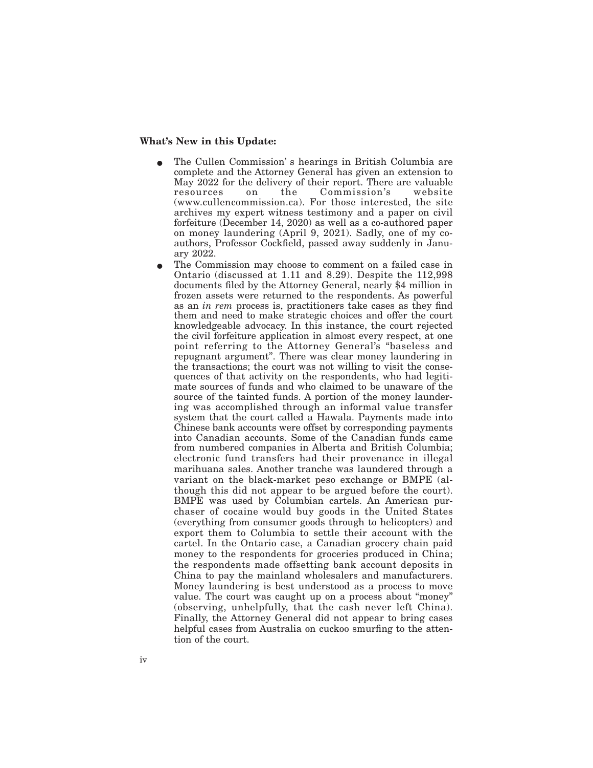**What's New in this Update:**

- The Cullen Commission' s hearings in British Columbia are complete and the Attorney General has given an extension to May 2022 for the delivery of their report. There are valuable resources on the Commission's website (www.cullencommission.ca). For those interested, the site archives my expert witness testimony and a paper on civil forfeiture (December 14, 2020) as well as a co-authored paper on money laundering (April 9, 2021). Sadly, one of my co-authors, Professor Cockfield, passed away suddenly in January 2022.
- The Commission may choose to comment on a failed case in Ontario (discussed at 1.11 and 8.29). Despite the 112,998 documents filed by the Attorney General, nearly $4 million in frozen assets were returned to the respondents. As powerful as an *in rem* process is, practitioners take cases as they find them and need to make strategic choices and offer the court knowledgeable advocacy. In this instance, the court rejected the civil forfeiture application in almost every respect, at one point referring to the Attorney General's "baseless and repugnant argument". There was clear money laundering in the transactions; the court was not willing to visit the consequences of that activity on the respondents, who had legitimate sources of funds and who claimed to be unaware of the source of the tainted funds. A portion of the money laundering was accomplished through an informal value transfer system that the court called a Hawala. Payments made into Chinese bank accounts were offset by corresponding payments into Canadian accounts. Some of the Canadian funds came from numbered companies in Alberta and British Columbia; electronic fund transfers had their provenance in illegal marihuana sales. Another tranche was laundered through a variant on the black-market peso exchange or BMPE (although this did not appear to be argued before the court). BMPE was used by Columbian cartels. An American purchaser of cocaine would buy goods in the United States (everything from consumer goods through to helicopters) and export them to Columbia to settle their account with the cartel. In the Ontario case, a Canadian grocery chain paid money to the respondents for groceries produced in China; the respondents made offsetting bank account deposits in China to pay the mainland wholesalers and manufacturers. Money laundering is best understood as a process to move value. The court was caught up on a process about "money" (observing, unhelpfully, that the cash never left China). Finally, the Attorney General did not appear to bring cases helpful cases from Australia on cuckoo smurfing to the attention of the court.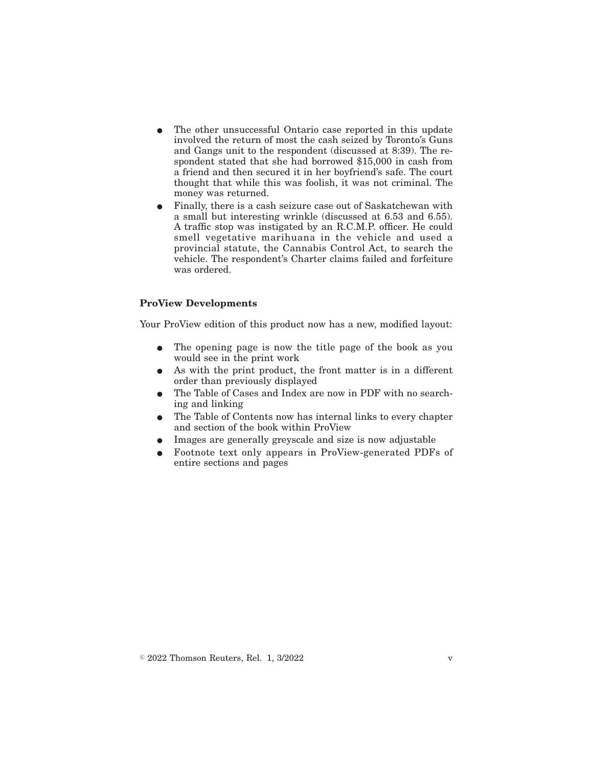- The other unsuccessful Ontario case reported in this update involved the return of most the cash seized by Toronto's Guns and Gangs unit to the respondent (discussed at 8:39). The respondent stated that she had borrowed $15,000 in cash from a friend and then secured it in her boyfriend's safe. The court thought that while this was foolish, it was not criminal. The money was returned.
- Finally, there is a cash seizure case out of Saskatchewan with a small but interesting wrinkle (discussed at 6.53 and 6.55). A traffic stop was instigated by an R.C.M.P. officer. He could smell vegetative marihuana in the vehicle and used a provincial statute, the Cannabis Control Act, to search the vehicle. The respondent's Charter claims failed and forfeiture was ordered.

**ProView Developments**

Your ProView edition of this product now has a new, modified layout:

- The opening page is now the title page of the book as you would see in the print work
- As with the print product, the front matter is in a different order than previously displayed
- The Table of Cases and Index are now in PDF with no searching and linking
- The Table of Contents now has internal links to every chapter and section of the book within ProView
- Images are generally greyscale and size is now adjustable
- Footnote text only appears in ProView-generated PDFs of entire sections and pages